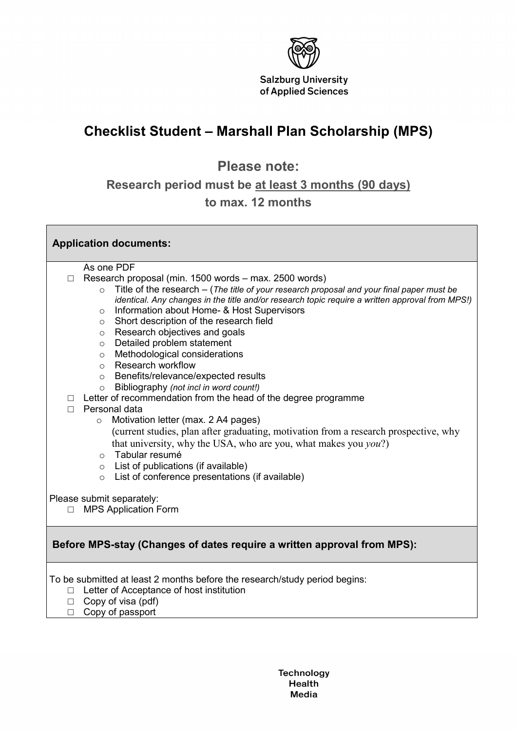Salzburg University of Applied Sciences

# Checklist Student – Marshall Plan Scholarship (MPS)

## Please note:

### Research period must be at least 3 months (90 days) to max. 12 months

**Application documents:**

As one PDF

- ☐ Research proposal (min. 1500 words – max. 2500 words)
  - Title of the research – (*The title of your research proposal and your final paper must be identical. Any changes in the title and/or research topic require a written approval from MPS!)*
  - Information about Home- & Host Supervisors
  - Short description of the research field
  - Research objectives and goals
  - Detailed problem statement
  - Methodological considerations
  - Research workflow
  - Benefits/relevance/expected results
  - Bibliography *(not incl in word count!)*
- ☐ Letter of recommendation from the head of the degree programme
- ☐ Personal data
  - Motivation letter (max. 2 A4 pages) (current studies, plan after graduating, motivation from a research prospective, why that university, why the USA, who are you, what makes you *you*?)
  - Tabular resumé
  - List of publications (if available)
  - List of conference presentations (if available)

Please submit separately:

- ☐ MPS Application Form

**Before MPS-stay (Changes of dates require a written approval from MPS):**

To be submitted at least 2 months before the research/study period begins:

- ☐ Letter of Acceptance of host institution
- ☐ Copy of visa (pdf)
- ☐ Copy of passport

Technology
Health
Media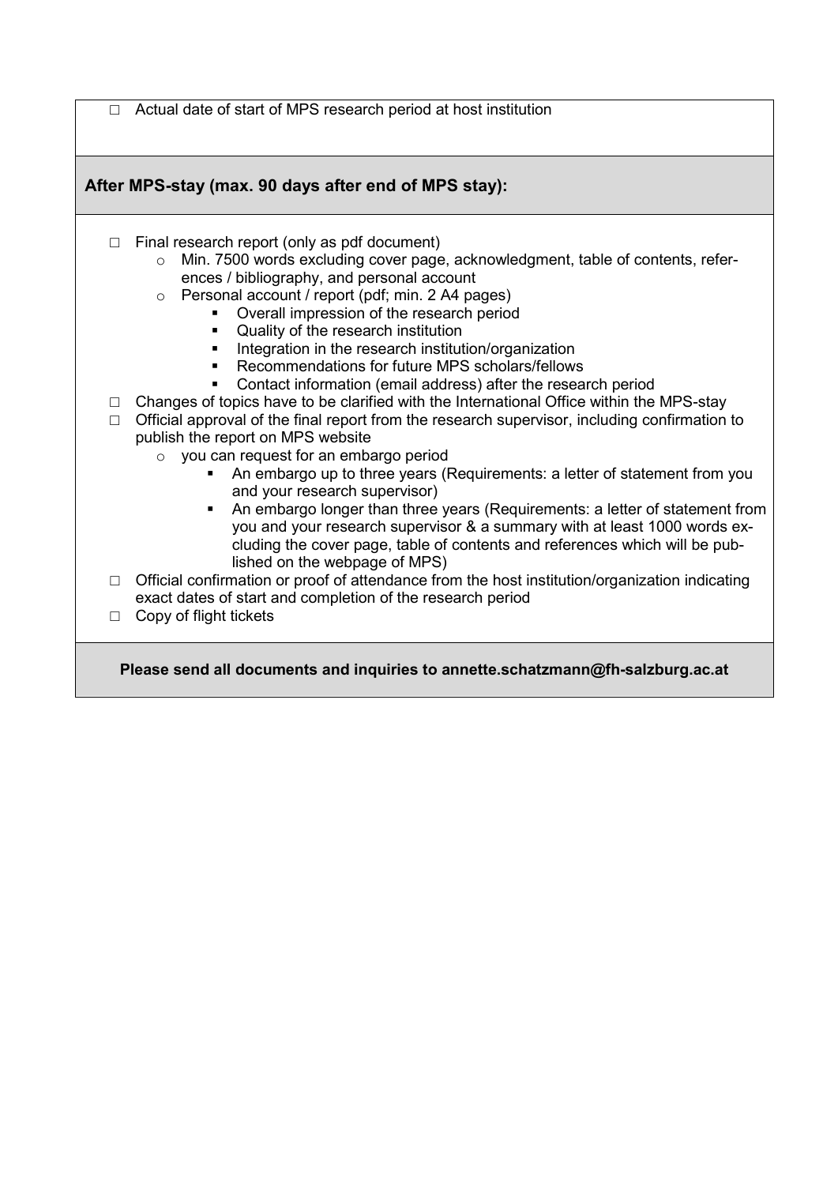- ☐ Actual date of start of MPS research period at host institution

## After MPS-stay (max. 90 days after end of MPS stay):

- ☐ Final research report (only as pdf document)
  - Min. 7500 words excluding cover page, acknowledgment, table of contents, references / bibliography, and personal account
  - Personal account / report (pdf; min. 2 A4 pages)
    - Overall impression of the research period
    - Quality of the research institution
    - Integration in the research institution/organization
    - Recommendations for future MPS scholars/fellows
    - Contact information (email address) after the research period
- ☐ Changes of topics have to be clarified with the International Office within the MPS-stay
- ☐ Official approval of the final report from the research supervisor, including confirmation to publish the report on MPS website
  - you can request for an embargo period
    - An embargo up to three years (Requirements: a letter of statement from you and your research supervisor)
    - An embargo longer than three years (Requirements: a letter of statement from you and your research supervisor & a summary with at least 1000 words excluding the cover page, table of contents and references which will be published on the webpage of MPS)
- ☐ Official confirmation or proof of attendance from the host institution/organization indicating exact dates of start and completion of the research period
- ☐ Copy of flight tickets

**Please send all documents and inquiries to annette.schatzmann@fh-salzburg.ac.at**